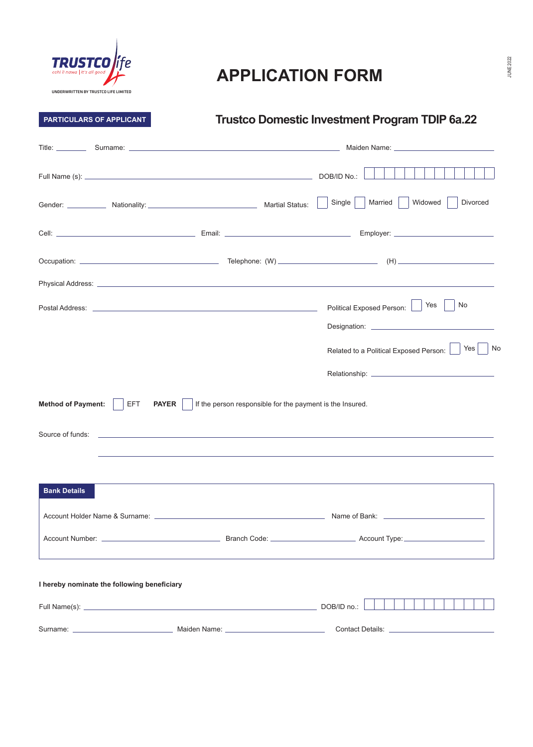TRUSTCO life
oshi li nawa | it's all good

UNDERWRITTEN BY TRUSTCO LIFE LIMITED

# APPLICATION FORM

**PARTICULARS OF APPLICANT**

## Trustco Domestic Investment Program TDIP 6a.22

Title: ________ Surname: ______________________________ Maiden Name: ____________________

Full Name (s): ______________________________ DOB/ID No.: ☐☐☐☐☐☐☐☐☐☐☐☐☐

Gender: __________ Nationality: ____________________ Martial Status: ☐ Single ☐ Married ☐ Widowed ☐ Divorced

Cell: ____________________ Email: ____________________ Employer: ____________________

Occupation: ____________________ Telephone: (W) ____________________ (H) ____________________

Physical Address: ____________________________________________________________

Postal Address: ______________________________

Political Exposed Person: ☐ Yes ☐ No

Designation: ____________________

Related to a Political Exposed Person: ☐ Yes ☐ No

Relationship: ____________________

**Method of Payment:** ☐ EFT **PAYER** ☐ If the person responsible for the payment is the Insured.

Source of funds: ____________________________________________________________

____________________________________________________________

**Bank Details**

Account Holder Name & Surname: ______________________________ Name of Bank: ____________________

Account Number: ____________________ Branch Code: ____________________ Account Type: ____________________

**I hereby nominate the following beneficiary**

Full Name(s): ______________________________ DOB/ID no.: ☐☐☐☐☐☐☐☐☐☐☐☐☐

Surname: ____________________ Maiden Name: ____________________ Contact Details: ____________________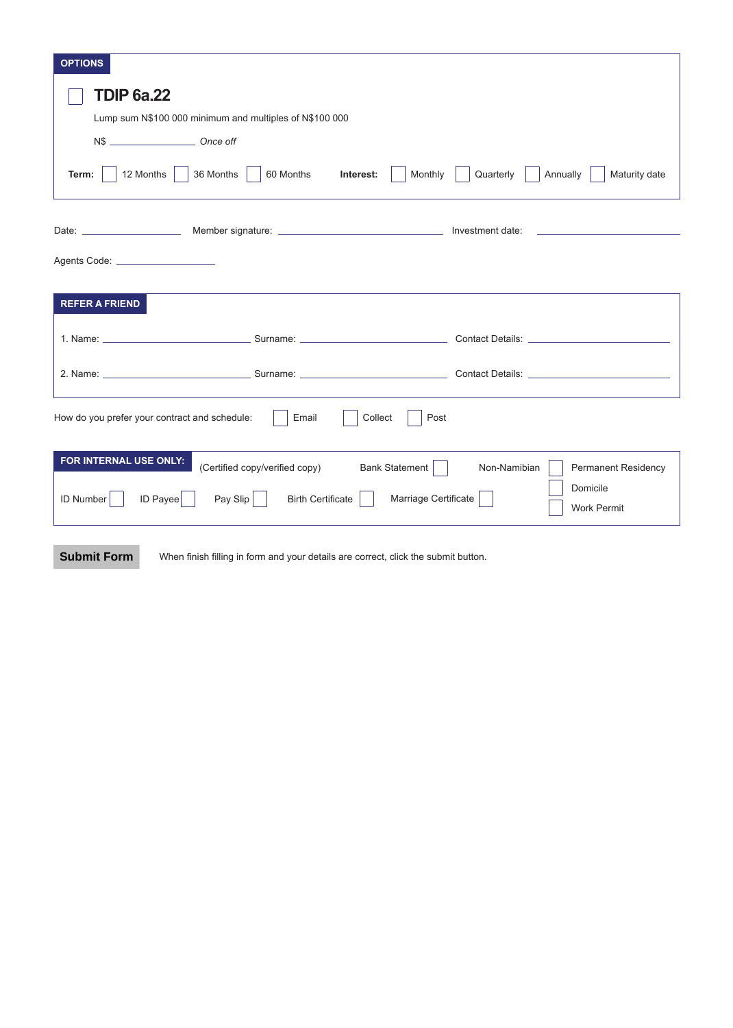## OPTIONS

☐ **TDIP 6a.22**

Lump sum N$100 000 minimum and multiples of N$100 000

N$ ________________ *Once off*

**Term:** ☐ 12 Months ☐ 36 Months ☐ 60 Months **Interest:** ☐ Monthly ☐ Quarterly ☐ Annually ☐ Maturity date

Date: ________________ Member signature: ______________________________ Investment date: ______________________________

Agents Code: ________________

## REFER A FRIEND

1. Name: ________________________ Surname: ________________________ Contact Details: ________________________

2. Name: ________________________ Surname: ________________________ Contact Details: ________________________

How do you prefer your contract and schedule: ☐ Email ☐ Collect ☐ Post

## FOR INTERNAL USE ONLY:

(Certified copy/verified copy) Bank Statement ☐ Non-Namibian ☐ Permanent Residency

ID Number ☐ ID Payee ☐ Pay Slip ☐ Birth Certificate ☐ Marriage Certificate ☐ ☐ Domicile

☐ Work Permit

**Submit Form** When finish filling in form and your details are correct, click the submit button.